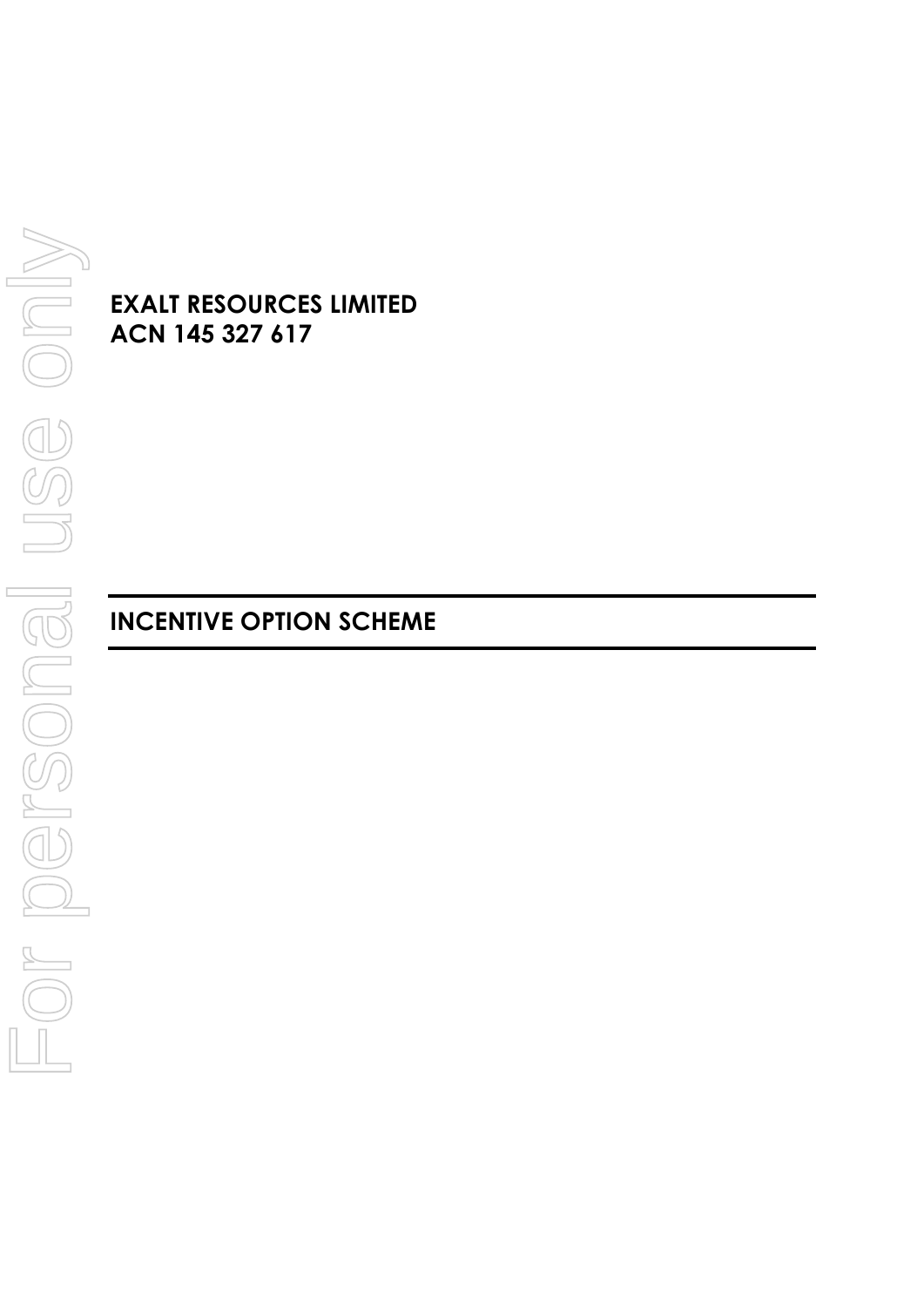**EXALT RESOURCES LIMITED**
**ACN 145 327 617**

# INCENTIVE OPTION SCHEME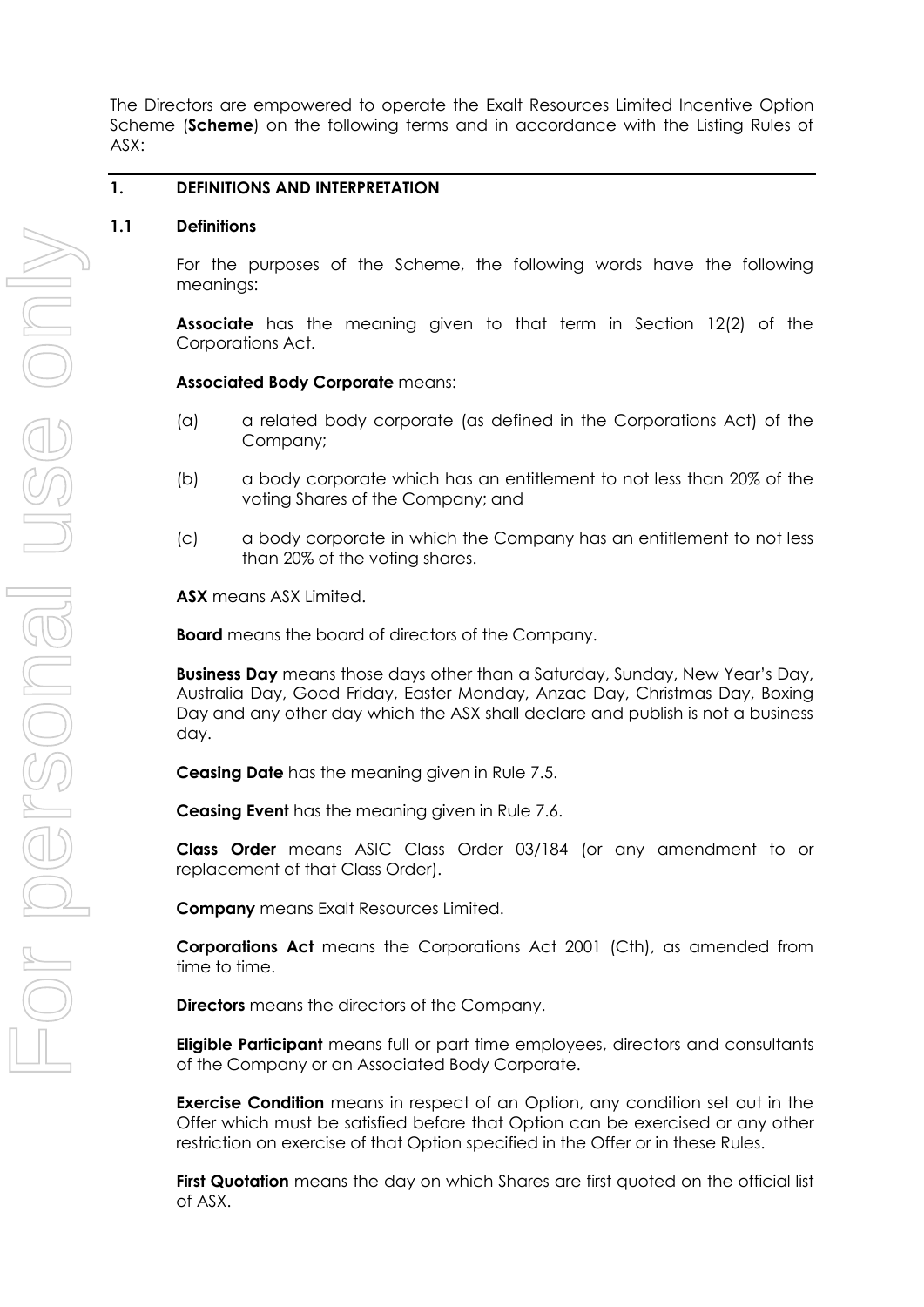The Directors are empowered to operate the Exalt Resources Limited Incentive Option Scheme (**Scheme**) on the following terms and in accordance with the Listing Rules of ASX:

## 1. DEFINITIONS AND INTERPRETATION

### 1.1 Definitions

For the purposes of the Scheme, the following words have the following meanings:

**Associate** has the meaning given to that term in Section 12(2) of the Corporations Act.

**Associated Body Corporate** means:

(a) a related body corporate (as defined in the Corporations Act) of the Company;

(b) a body corporate which has an entitlement to not less than 20% of the voting Shares of the Company; and

(c) a body corporate in which the Company has an entitlement to not less than 20% of the voting shares.

**ASX** means ASX Limited.

**Board** means the board of directors of the Company.

**Business Day** means those days other than a Saturday, Sunday, New Year's Day, Australia Day, Good Friday, Easter Monday, Anzac Day, Christmas Day, Boxing Day and any other day which the ASX shall declare and publish is not a business day.

**Ceasing Date** has the meaning given in Rule 7.5.

**Ceasing Event** has the meaning given in Rule 7.6.

**Class Order** means ASIC Class Order 03/184 (or any amendment to or replacement of that Class Order).

**Company** means Exalt Resources Limited.

**Corporations Act** means the Corporations Act 2001 (Cth), as amended from time to time.

**Directors** means the directors of the Company.

**Eligible Participant** means full or part time employees, directors and consultants of the Company or an Associated Body Corporate.

**Exercise Condition** means in respect of an Option, any condition set out in the Offer which must be satisfied before that Option can be exercised or any other restriction on exercise of that Option specified in the Offer or in these Rules.

**First Quotation** means the day on which Shares are first quoted on the official list of ASX.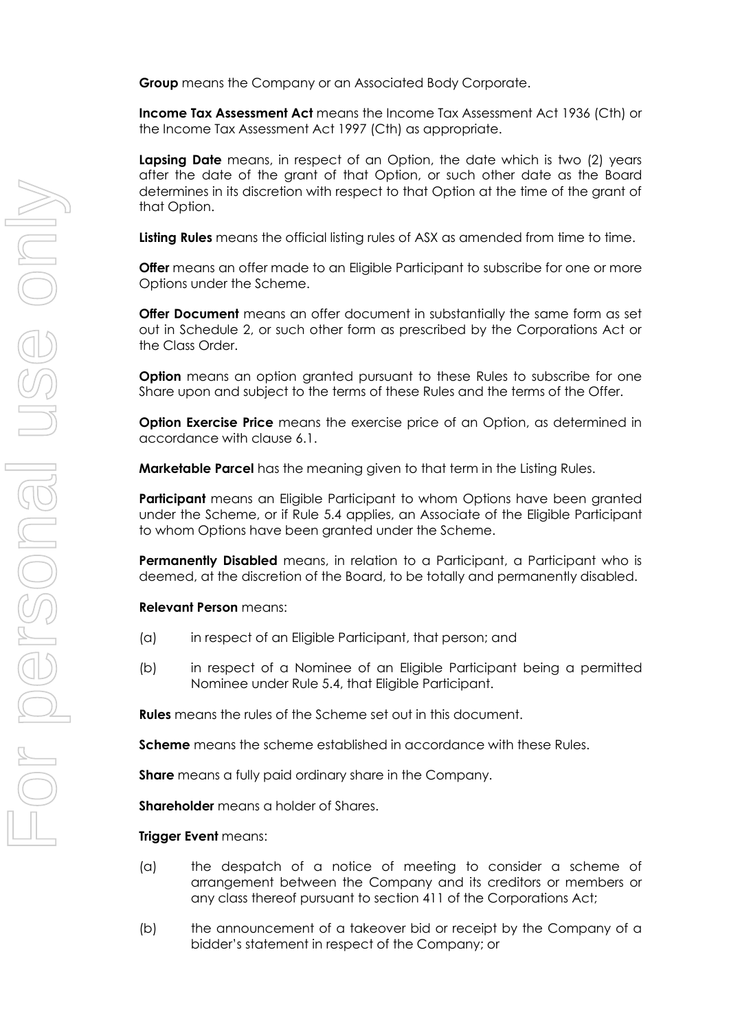**Group** means the Company or an Associated Body Corporate.

**Income Tax Assessment Act** means the Income Tax Assessment Act 1936 (Cth) or the Income Tax Assessment Act 1997 (Cth) as appropriate.

**Lapsing Date** means, in respect of an Option, the date which is two (2) years after the date of the grant of that Option, or such other date as the Board determines in its discretion with respect to that Option at the time of the grant of that Option.

**Listing Rules** means the official listing rules of ASX as amended from time to time.

**Offer** means an offer made to an Eligible Participant to subscribe for one or more Options under the Scheme.

**Offer Document** means an offer document in substantially the same form as set out in Schedule 2, or such other form as prescribed by the Corporations Act or the Class Order.

**Option** means an option granted pursuant to these Rules to subscribe for one Share upon and subject to the terms of these Rules and the terms of the Offer.

**Option Exercise Price** means the exercise price of an Option, as determined in accordance with clause 6.1.

**Marketable Parcel** has the meaning given to that term in the Listing Rules.

**Participant** means an Eligible Participant to whom Options have been granted under the Scheme, or if Rule 5.4 applies, an Associate of the Eligible Participant to whom Options have been granted under the Scheme.

**Permanently Disabled** means, in relation to a Participant, a Participant who is deemed, at the discretion of the Board, to be totally and permanently disabled.

**Relevant Person** means:

(a) in respect of an Eligible Participant, that person; and

(b) in respect of a Nominee of an Eligible Participant being a permitted Nominee under Rule 5.4, that Eligible Participant.

**Rules** means the rules of the Scheme set out in this document.

**Scheme** means the scheme established in accordance with these Rules.

**Share** means a fully paid ordinary share in the Company.

**Shareholder** means a holder of Shares.

**Trigger Event** means:

(a) the despatch of a notice of meeting to consider a scheme of arrangement between the Company and its creditors or members or any class thereof pursuant to section 411 of the Corporations Act;

(b) the announcement of a takeover bid or receipt by the Company of a bidder's statement in respect of the Company; or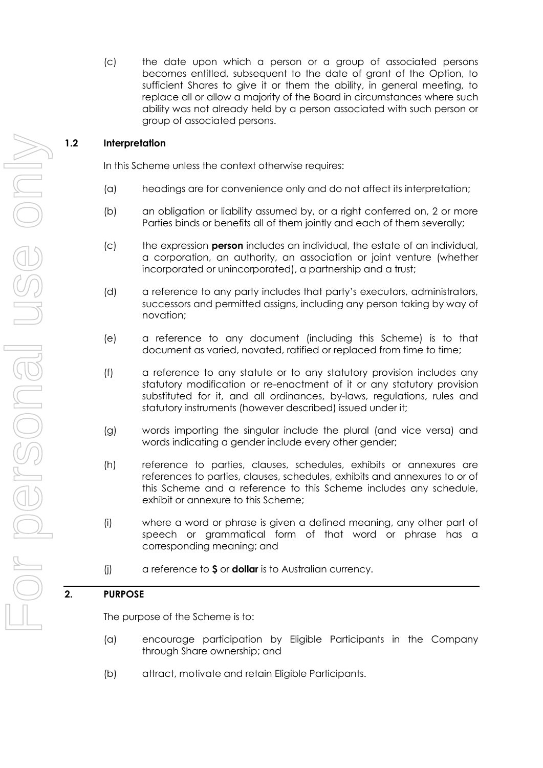(c) the date upon which a person or a group of associated persons becomes entitled, subsequent to the date of grant of the Option, to sufficient Shares to give it or them the ability, in general meeting, to replace all or allow a majority of the Board in circumstances where such ability was not already held by a person associated with such person or group of associated persons.

### 1.2 Interpretation

In this Scheme unless the context otherwise requires:

(a) headings are for convenience only and do not affect its interpretation;

(b) an obligation or liability assumed by, or a right conferred on, 2 or more Parties binds or benefits all of them jointly and each of them severally;

(c) the expression **person** includes an individual, the estate of an individual, a corporation, an authority, an association or joint venture (whether incorporated or unincorporated), a partnership and a trust;

(d) a reference to any party includes that party's executors, administrators, successors and permitted assigns, including any person taking by way of novation;

(e) a reference to any document (including this Scheme) is to that document as varied, novated, ratified or replaced from time to time;

(f) a reference to any statute or to any statutory provision includes any statutory modification or re-enactment of it or any statutory provision substituted for it, and all ordinances, by-laws, regulations, rules and statutory instruments (however described) issued under it;

(g) words importing the singular include the plural (and vice versa) and words indicating a gender include every other gender;

(h) reference to parties, clauses, schedules, exhibits or annexures are references to parties, clauses, schedules, exhibits and annexures to or of this Scheme and a reference to this Scheme includes any schedule, exhibit or annexure to this Scheme;

(i) where a word or phrase is given a defined meaning, any other part of speech or grammatical form of that word or phrase has a corresponding meaning; and

(j) a reference to **$** or **dollar** is to Australian currency.

## 2. PURPOSE

The purpose of the Scheme is to:

(a) encourage participation by Eligible Participants in the Company through Share ownership; and

(b) attract, motivate and retain Eligible Participants.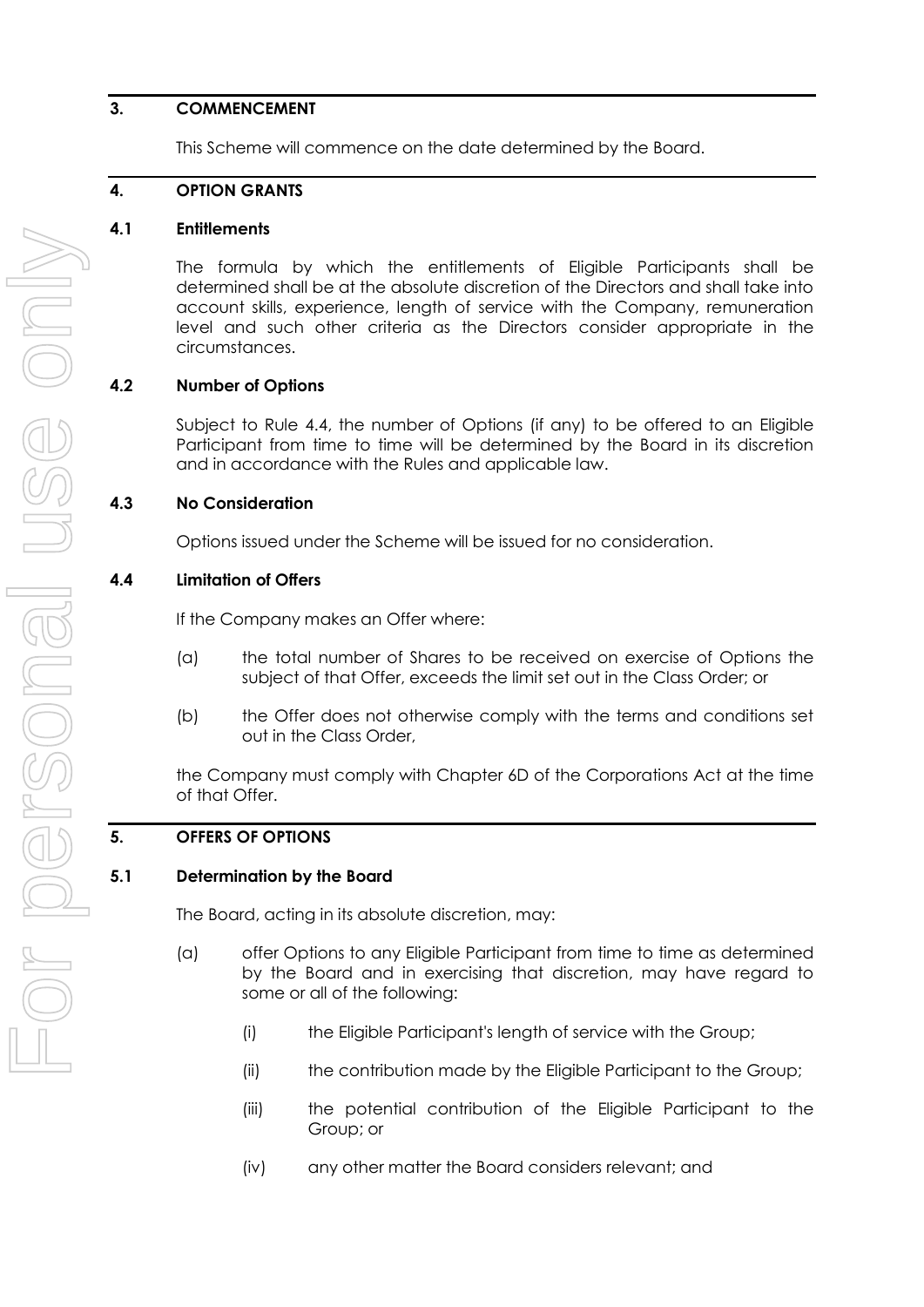## 3. COMMENCEMENT

This Scheme will commence on the date determined by the Board.

## 4. OPTION GRANTS

### 4.1 Entitlements

The formula by which the entitlements of Eligible Participants shall be determined shall be at the absolute discretion of the Directors and shall take into account skills, experience, length of service with the Company, remuneration level and such other criteria as the Directors consider appropriate in the circumstances.

### 4.2 Number of Options

Subject to Rule 4.4, the number of Options (if any) to be offered to an Eligible Participant from time to time will be determined by the Board in its discretion and in accordance with the Rules and applicable law.

### 4.3 No Consideration

Options issued under the Scheme will be issued for no consideration.

### 4.4 Limitation of Offers

If the Company makes an Offer where:

(a) the total number of Shares to be received on exercise of Options the subject of that Offer, exceeds the limit set out in the Class Order; or

(b) the Offer does not otherwise comply with the terms and conditions set out in the Class Order,

the Company must comply with Chapter 6D of the Corporations Act at the time of that Offer.

## 5. OFFERS OF OPTIONS

### 5.1 Determination by the Board

The Board, acting in its absolute discretion, may:

(a) offer Options to any Eligible Participant from time to time as determined by the Board and in exercising that discretion, may have regard to some or all of the following:

  (i) the Eligible Participant's length of service with the Group;

  (ii) the contribution made by the Eligible Participant to the Group;

  (iii) the potential contribution of the Eligible Participant to the Group; or

  (iv) any other matter the Board considers relevant; and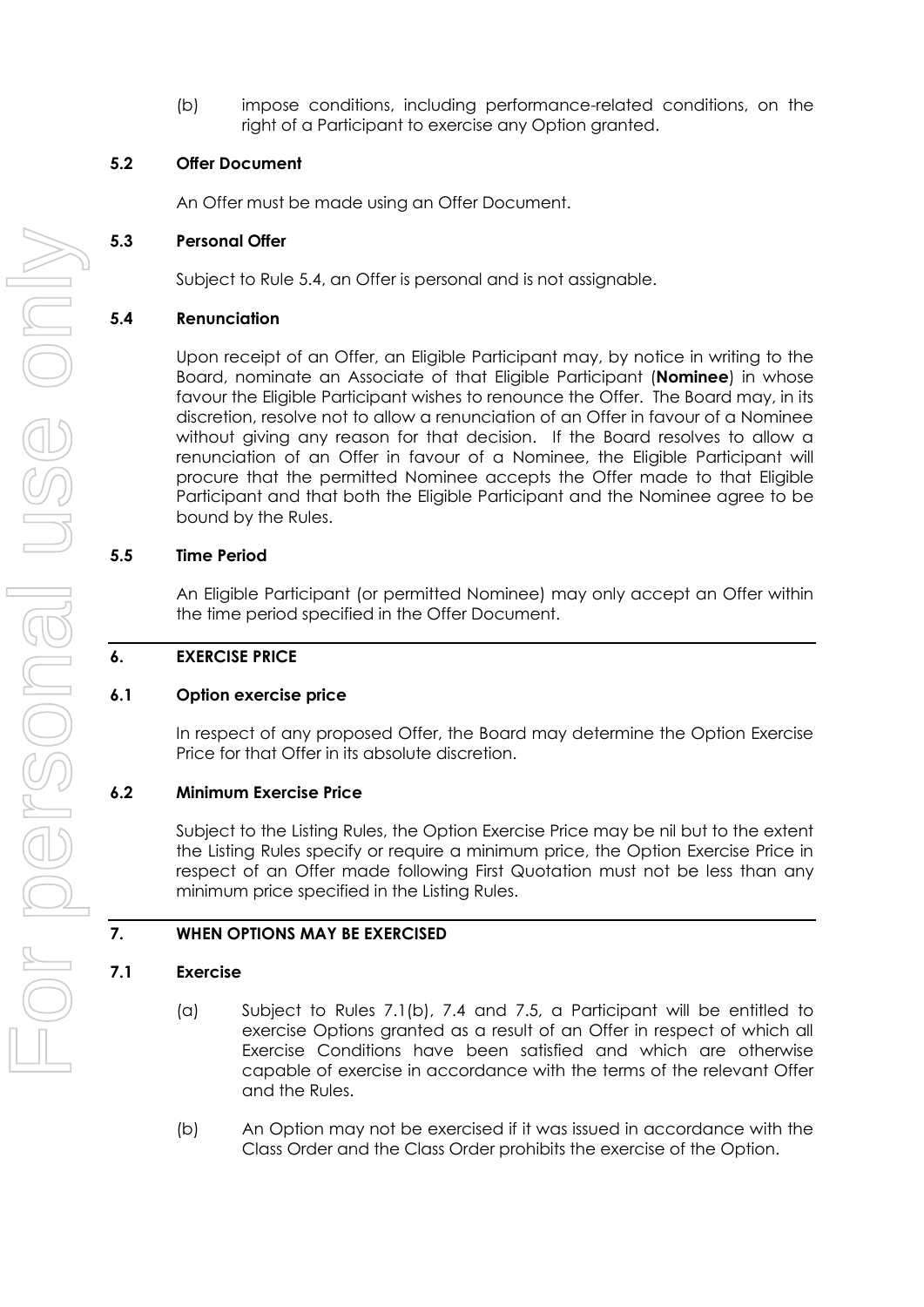(b) impose conditions, including performance-related conditions, on the right of a Participant to exercise any Option granted.

### 5.2 Offer Document

An Offer must be made using an Offer Document.

### 5.3 Personal Offer

Subject to Rule 5.4, an Offer is personal and is not assignable.

### 5.4 Renunciation

Upon receipt of an Offer, an Eligible Participant may, by notice in writing to the Board, nominate an Associate of that Eligible Participant (**Nominee**) in whose favour the Eligible Participant wishes to renounce the Offer. The Board may, in its discretion, resolve not to allow a renunciation of an Offer in favour of a Nominee without giving any reason for that decision. If the Board resolves to allow a renunciation of an Offer in favour of a Nominee, the Eligible Participant will procure that the permitted Nominee accepts the Offer made to that Eligible Participant and that both the Eligible Participant and the Nominee agree to be bound by the Rules.

### 5.5 Time Period

An Eligible Participant (or permitted Nominee) may only accept an Offer within the time period specified in the Offer Document.

## 6. EXERCISE PRICE

### 6.1 Option exercise price

In respect of any proposed Offer, the Board may determine the Option Exercise Price for that Offer in its absolute discretion.

### 6.2 Minimum Exercise Price

Subject to the Listing Rules, the Option Exercise Price may be nil but to the extent the Listing Rules specify or require a minimum price, the Option Exercise Price in respect of an Offer made following First Quotation must not be less than any minimum price specified in the Listing Rules.

## 7. WHEN OPTIONS MAY BE EXERCISED

### 7.1 Exercise

(a) Subject to Rules 7.1(b), 7.4 and 7.5, a Participant will be entitled to exercise Options granted as a result of an Offer in respect of which all Exercise Conditions have been satisfied and which are otherwise capable of exercise in accordance with the terms of the relevant Offer and the Rules.

(b) An Option may not be exercised if it was issued in accordance with the Class Order and the Class Order prohibits the exercise of the Option.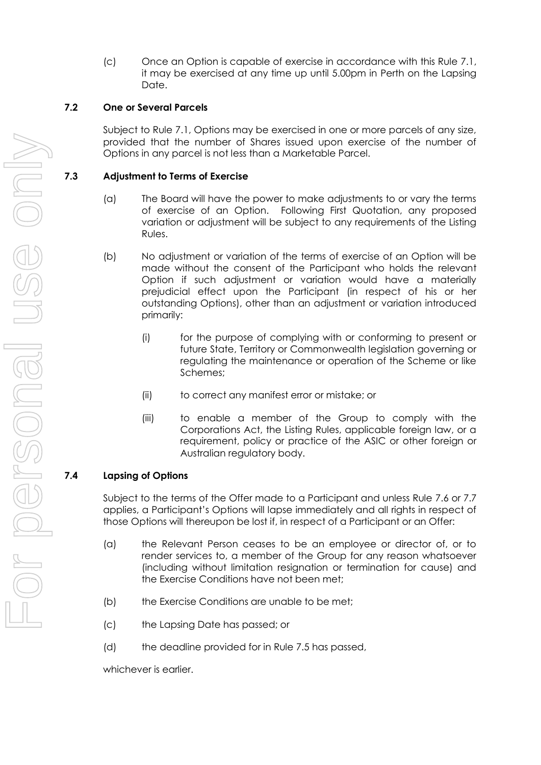(c) Once an Option is capable of exercise in accordance with this Rule 7.1, it may be exercised at any time up until 5.00pm in Perth on the Lapsing Date.

### 7.2 One or Several Parcels

Subject to Rule 7.1, Options may be exercised in one or more parcels of any size, provided that the number of Shares issued upon exercise of the number of Options in any parcel is not less than a Marketable Parcel.

### 7.3 Adjustment to Terms of Exercise

(a) The Board will have the power to make adjustments to or vary the terms of exercise of an Option. Following First Quotation, any proposed variation or adjustment will be subject to any requirements of the Listing Rules.

(b) No adjustment or variation of the terms of exercise of an Option will be made without the consent of the Participant who holds the relevant Option if such adjustment or variation would have a materially prejudicial effect upon the Participant (in respect of his or her outstanding Options), other than an adjustment or variation introduced primarily:

(i) for the purpose of complying with or conforming to present or future State, Territory or Commonwealth legislation governing or regulating the maintenance or operation of the Scheme or like Schemes;

(ii) to correct any manifest error or mistake; or

(iii) to enable a member of the Group to comply with the Corporations Act, the Listing Rules, applicable foreign law, or a requirement, policy or practice of the ASIC or other foreign or Australian regulatory body.

### 7.4 Lapsing of Options

Subject to the terms of the Offer made to a Participant and unless Rule 7.6 or 7.7 applies, a Participant's Options will lapse immediately and all rights in respect of those Options will thereupon be lost if, in respect of a Participant or an Offer:

(a) the Relevant Person ceases to be an employee or director of, or to render services to, a member of the Group for any reason whatsoever (including without limitation resignation or termination for cause) and the Exercise Conditions have not been met;

(b) the Exercise Conditions are unable to be met;

(c) the Lapsing Date has passed; or

(d) the deadline provided for in Rule 7.5 has passed,

whichever is earlier.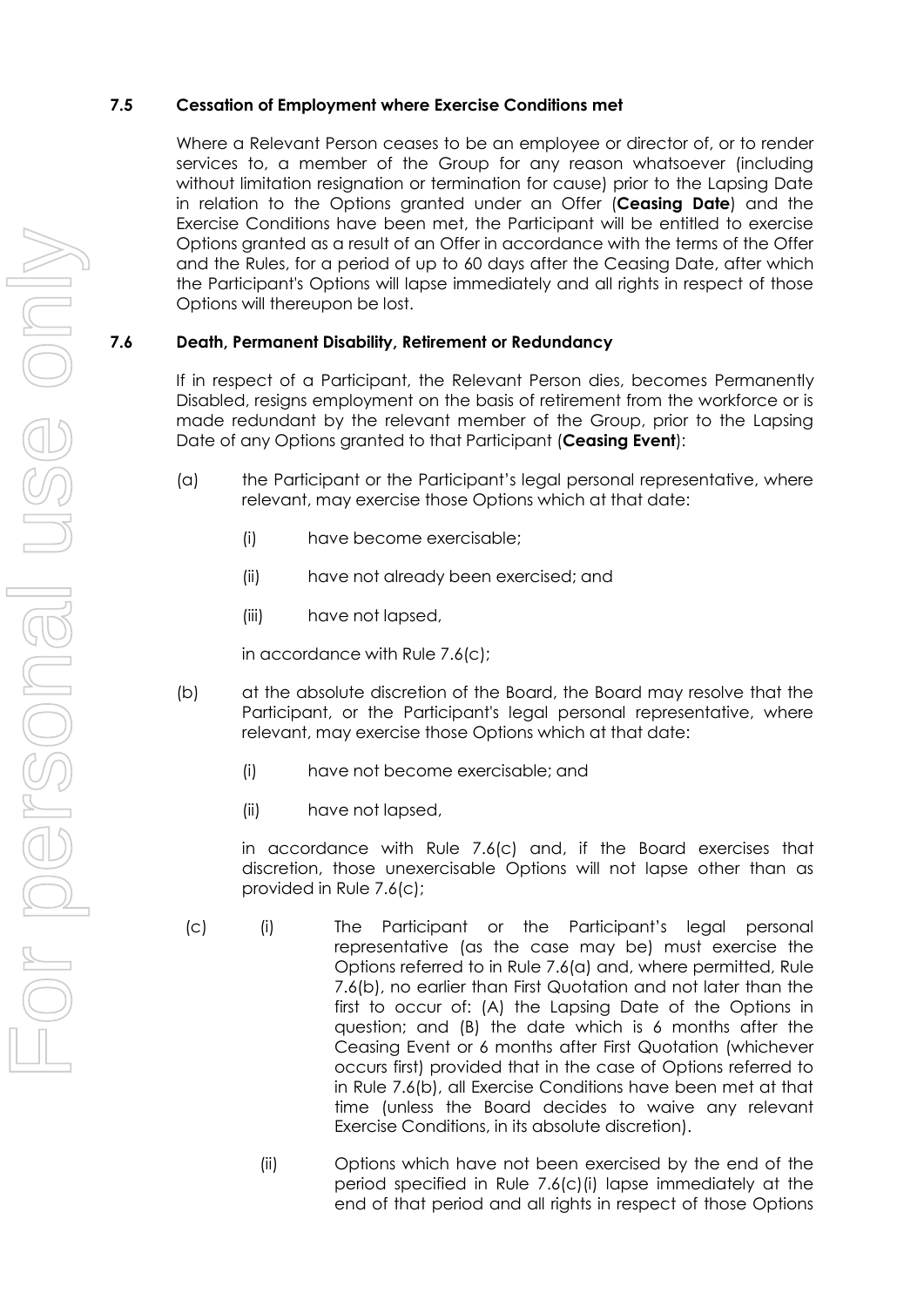### 7.5 Cessation of Employment where Exercise Conditions met

Where a Relevant Person ceases to be an employee or director of, or to render services to, a member of the Group for any reason whatsoever (including without limitation resignation or termination for cause) prior to the Lapsing Date in relation to the Options granted under an Offer (**Ceasing Date**) and the Exercise Conditions have been met, the Participant will be entitled to exercise Options granted as a result of an Offer in accordance with the terms of the Offer and the Rules, for a period of up to 60 days after the Ceasing Date, after which the Participant's Options will lapse immediately and all rights in respect of those Options will thereupon be lost.

### 7.6 Death, Permanent Disability, Retirement or Redundancy

If in respect of a Participant, the Relevant Person dies, becomes Permanently Disabled, resigns employment on the basis of retirement from the workforce or is made redundant by the relevant member of the Group, prior to the Lapsing Date of any Options granted to that Participant (**Ceasing Event**):

(a) the Participant or the Participant's legal personal representative, where relevant, may exercise those Options which at that date:

  (i) have become exercisable;

  (ii) have not already been exercised; and

  (iii) have not lapsed,

  in accordance with Rule 7.6(c);

(b) at the absolute discretion of the Board, the Board may resolve that the Participant, or the Participant's legal personal representative, where relevant, may exercise those Options which at that date:

  (i) have not become exercisable; and

  (ii) have not lapsed,

  in accordance with Rule 7.6(c) and, if the Board exercises that discretion, those unexercisable Options will not lapse other than as provided in Rule 7.6(c);

(c) (i) The Participant or the Participant's legal personal representative (as the case may be) must exercise the Options referred to in Rule 7.6(a) and, where permitted, Rule 7.6(b), no earlier than First Quotation and not later than the first to occur of: (A) the Lapsing Date of the Options in question; and (B) the date which is 6 months after the Ceasing Event or 6 months after First Quotation (whichever occurs first) provided that in the case of Options referred to in Rule 7.6(b), all Exercise Conditions have been met at that time (unless the Board decides to waive any relevant Exercise Conditions, in its absolute discretion).

  (ii) Options which have not been exercised by the end of the period specified in Rule 7.6(c)(i) lapse immediately at the end of that period and all rights in respect of those Options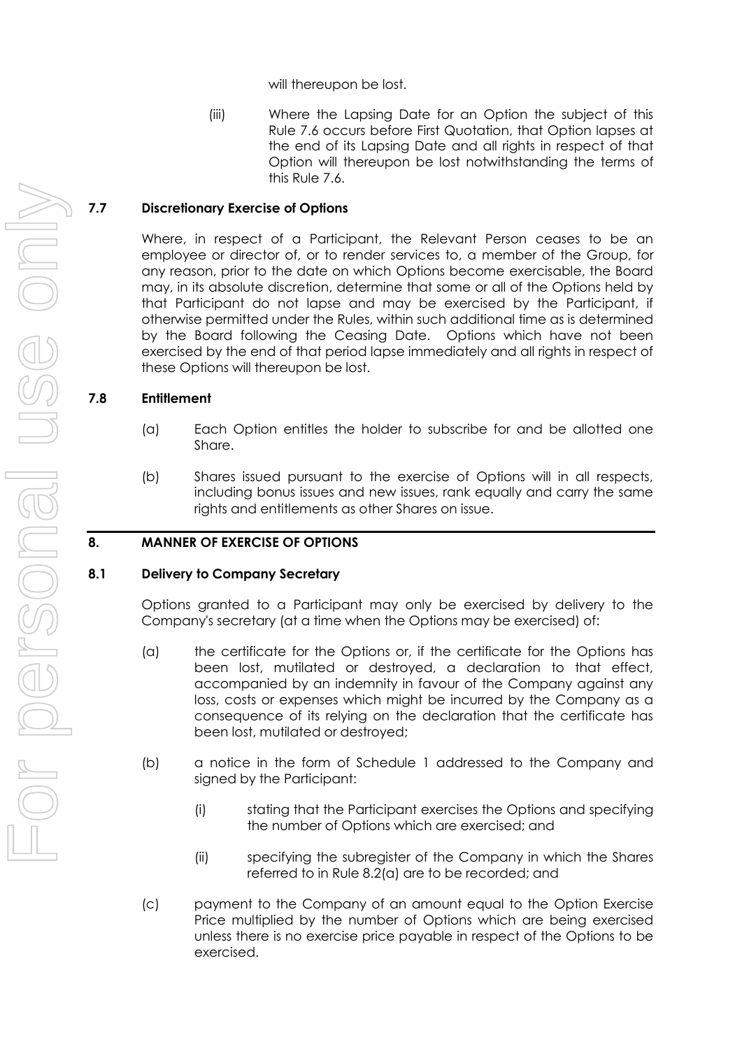will thereupon be lost.

(iii) Where the Lapsing Date for an Option the subject of this Rule 7.6 occurs before First Quotation, that Option lapses at the end of its Lapsing Date and all rights in respect of that Option will thereupon be lost notwithstanding the terms of this Rule 7.6.

### 7.7 Discretionary Exercise of Options

Where, in respect of a Participant, the Relevant Person ceases to be an employee or director of, or to render services to, a member of the Group, for any reason, prior to the date on which Options become exercisable, the Board may, in its absolute discretion, determine that some or all of the Options held by that Participant do not lapse and may be exercised by the Participant, if otherwise permitted under the Rules, within such additional time as is determined by the Board following the Ceasing Date. Options which have not been exercised by the end of that period lapse immediately and all rights in respect of these Options will thereupon be lost.

### 7.8 Entitlement

(a) Each Option entitles the holder to subscribe for and be allotted one Share.

(b) Shares issued pursuant to the exercise of Options will in all respects, including bonus issues and new issues, rank equally and carry the same rights and entitlements as other Shares on issue.

## 8. MANNER OF EXERCISE OF OPTIONS

### 8.1 Delivery to Company Secretary

Options granted to a Participant may only be exercised by delivery to the Company's secretary (at a time when the Options may be exercised) of:

(a) the certificate for the Options or, if the certificate for the Options has been lost, mutilated or destroyed, a declaration to that effect, accompanied by an indemnity in favour of the Company against any loss, costs or expenses which might be incurred by the Company as a consequence of its relying on the declaration that the certificate has been lost, mutilated or destroyed;

(b) a notice in the form of Schedule 1 addressed to the Company and signed by the Participant:

(i) stating that the Participant exercises the Options and specifying the number of Options which are exercised; and

(ii) specifying the subregister of the Company in which the Shares referred to in Rule 8.2(a) are to be recorded; and

(c) payment to the Company of an amount equal to the Option Exercise Price multiplied by the number of Options which are being exercised unless there is no exercise price payable in respect of the Options to be exercised.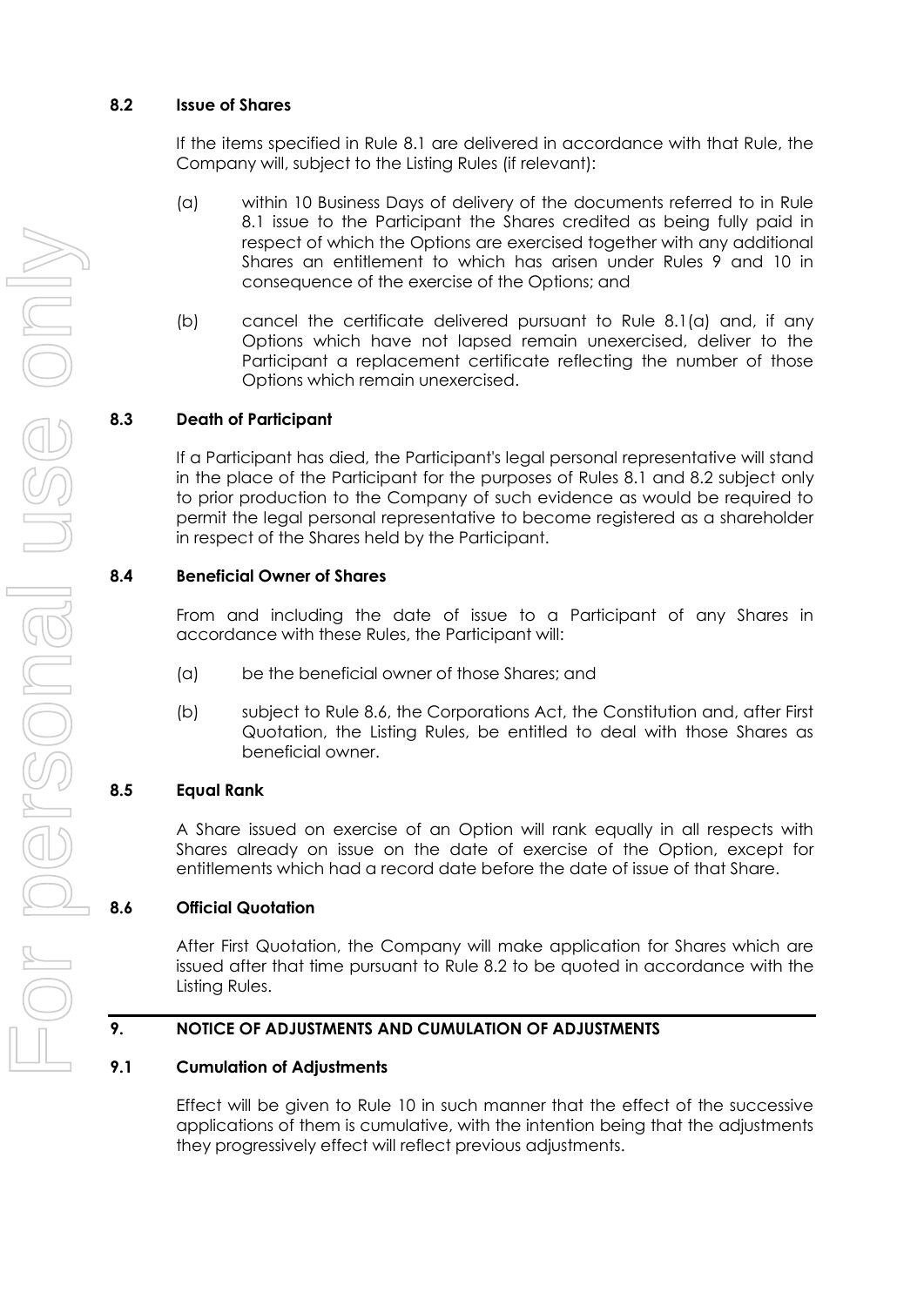### 8.2 Issue of Shares

If the items specified in Rule 8.1 are delivered in accordance with that Rule, the Company will, subject to the Listing Rules (if relevant):

(a) within 10 Business Days of delivery of the documents referred to in Rule 8.1 issue to the Participant the Shares credited as being fully paid in respect of which the Options are exercised together with any additional Shares an entitlement to which has arisen under Rules 9 and 10 in consequence of the exercise of the Options; and

(b) cancel the certificate delivered pursuant to Rule 8.1(a) and, if any Options which have not lapsed remain unexercised, deliver to the Participant a replacement certificate reflecting the number of those Options which remain unexercised.

### 8.3 Death of Participant

If a Participant has died, the Participant's legal personal representative will stand in the place of the Participant for the purposes of Rules 8.1 and 8.2 subject only to prior production to the Company of such evidence as would be required to permit the legal personal representative to become registered as a shareholder in respect of the Shares held by the Participant.

### 8.4 Beneficial Owner of Shares

From and including the date of issue to a Participant of any Shares in accordance with these Rules, the Participant will:

(a) be the beneficial owner of those Shares; and

(b) subject to Rule 8.6, the Corporations Act, the Constitution and, after First Quotation, the Listing Rules, be entitled to deal with those Shares as beneficial owner.

### 8.5 Equal Rank

A Share issued on exercise of an Option will rank equally in all respects with Shares already on issue on the date of exercise of the Option, except for entitlements which had a record date before the date of issue of that Share.

### 8.6 Official Quotation

After First Quotation, the Company will make application for Shares which are issued after that time pursuant to Rule 8.2 to be quoted in accordance with the Listing Rules.

## 9. NOTICE OF ADJUSTMENTS AND CUMULATION OF ADJUSTMENTS

### 9.1 Cumulation of Adjustments

Effect will be given to Rule 10 in such manner that the effect of the successive applications of them is cumulative, with the intention being that the adjustments they progressively effect will reflect previous adjustments.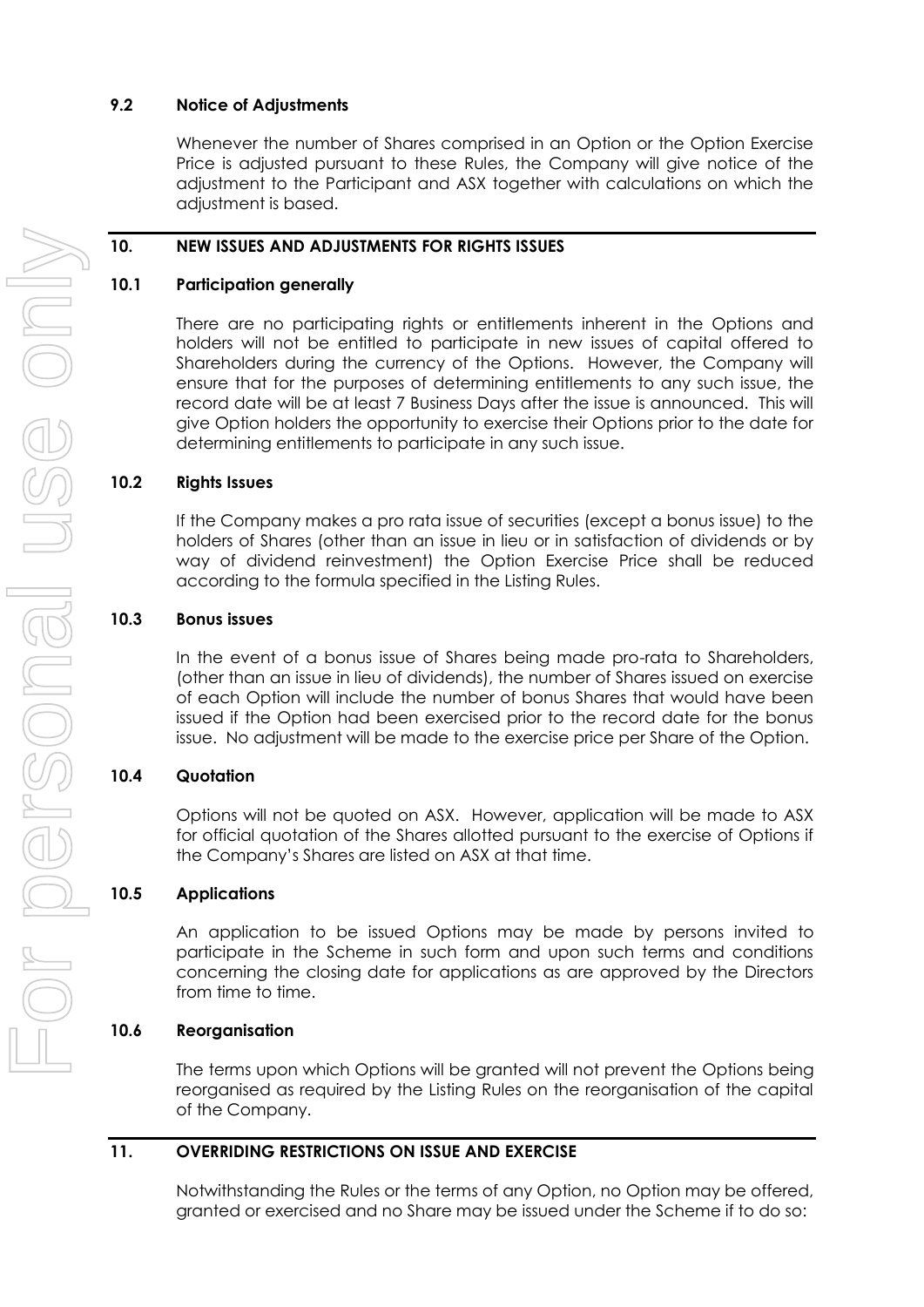### 9.2 Notice of Adjustments

Whenever the number of Shares comprised in an Option or the Option Exercise Price is adjusted pursuant to these Rules, the Company will give notice of the adjustment to the Participant and ASX together with calculations on which the adjustment is based.

## 10. NEW ISSUES AND ADJUSTMENTS FOR RIGHTS ISSUES

### 10.1 Participation generally

There are no participating rights or entitlements inherent in the Options and holders will not be entitled to participate in new issues of capital offered to Shareholders during the currency of the Options. However, the Company will ensure that for the purposes of determining entitlements to any such issue, the record date will be at least 7 Business Days after the issue is announced. This will give Option holders the opportunity to exercise their Options prior to the date for determining entitlements to participate in any such issue.

### 10.2 Rights Issues

If the Company makes a pro rata issue of securities (except a bonus issue) to the holders of Shares (other than an issue in lieu or in satisfaction of dividends or by way of dividend reinvestment) the Option Exercise Price shall be reduced according to the formula specified in the Listing Rules.

### 10.3 Bonus issues

In the event of a bonus issue of Shares being made pro-rata to Shareholders, (other than an issue in lieu of dividends), the number of Shares issued on exercise of each Option will include the number of bonus Shares that would have been issued if the Option had been exercised prior to the record date for the bonus issue. No adjustment will be made to the exercise price per Share of the Option.

### 10.4 Quotation

Options will not be quoted on ASX. However, application will be made to ASX for official quotation of the Shares allotted pursuant to the exercise of Options if the Company's Shares are listed on ASX at that time.

### 10.5 Applications

An application to be issued Options may be made by persons invited to participate in the Scheme in such form and upon such terms and conditions concerning the closing date for applications as are approved by the Directors from time to time.

### 10.6 Reorganisation

The terms upon which Options will be granted will not prevent the Options being reorganised as required by the Listing Rules on the reorganisation of the capital of the Company.

## 11. OVERRIDING RESTRICTIONS ON ISSUE AND EXERCISE

Notwithstanding the Rules or the terms of any Option, no Option may be offered, granted or exercised and no Share may be issued under the Scheme if to do so: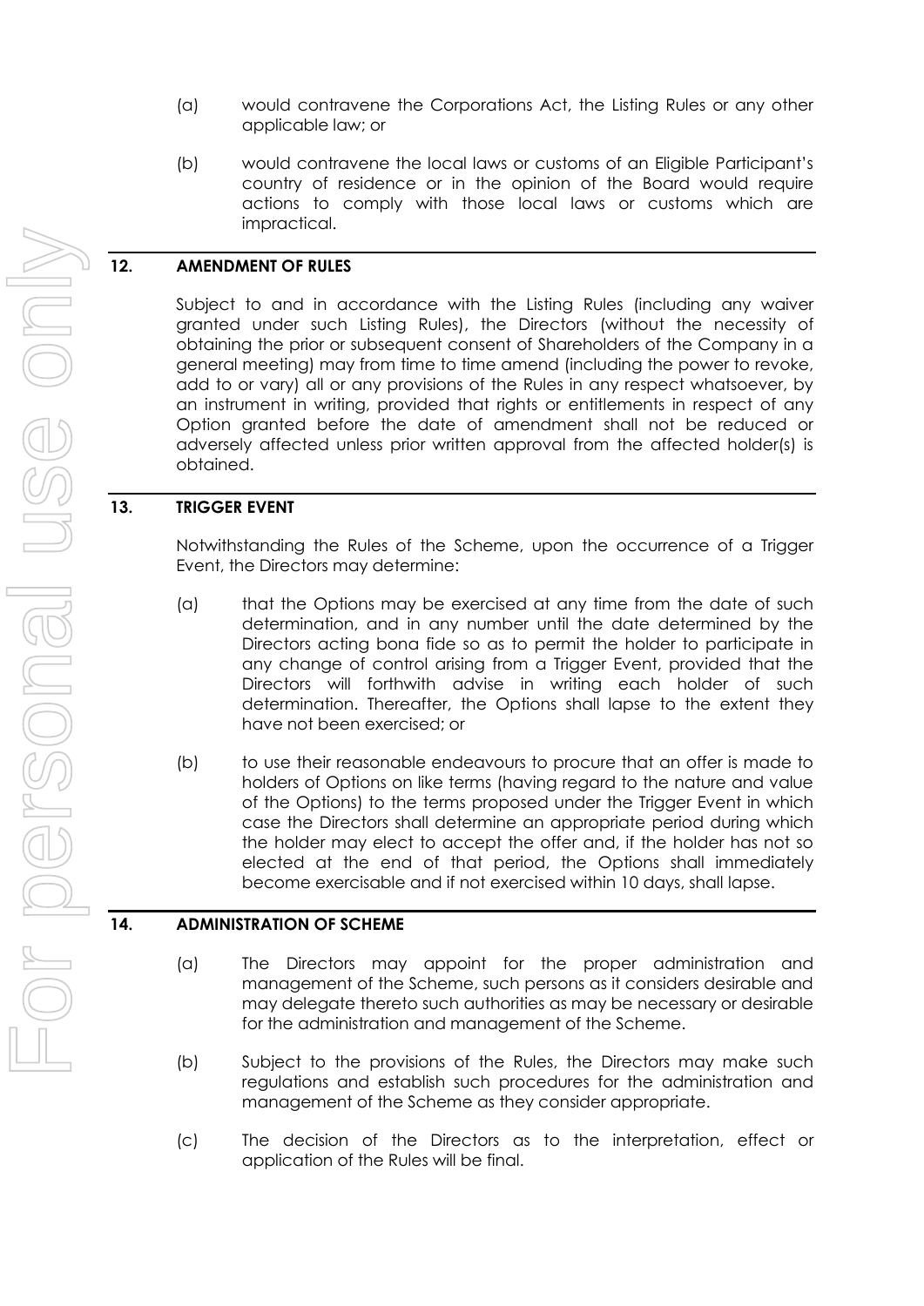(a) would contravene the Corporations Act, the Listing Rules or any other applicable law; or

(b) would contravene the local laws or customs of an Eligible Participant's country of residence or in the opinion of the Board would require actions to comply with those local laws or customs which are impractical.

## 12. AMENDMENT OF RULES

Subject to and in accordance with the Listing Rules (including any waiver granted under such Listing Rules), the Directors (without the necessity of obtaining the prior or subsequent consent of Shareholders of the Company in a general meeting) may from time to time amend (including the power to revoke, add to or vary) all or any provisions of the Rules in any respect whatsoever, by an instrument in writing, provided that rights or entitlements in respect of any Option granted before the date of amendment shall not be reduced or adversely affected unless prior written approval from the affected holder(s) is obtained.

## 13. TRIGGER EVENT

Notwithstanding the Rules of the Scheme, upon the occurrence of a Trigger Event, the Directors may determine:

(a) that the Options may be exercised at any time from the date of such determination, and in any number until the date determined by the Directors acting bona fide so as to permit the holder to participate in any change of control arising from a Trigger Event, provided that the Directors will forthwith advise in writing each holder of such determination. Thereafter, the Options shall lapse to the extent they have not been exercised; or

(b) to use their reasonable endeavours to procure that an offer is made to holders of Options on like terms (having regard to the nature and value of the Options) to the terms proposed under the Trigger Event in which case the Directors shall determine an appropriate period during which the holder may elect to accept the offer and, if the holder has not so elected at the end of that period, the Options shall immediately become exercisable and if not exercised within 10 days, shall lapse.

## 14. ADMINISTRATION OF SCHEME

(a) The Directors may appoint for the proper administration and management of the Scheme, such persons as it considers desirable and may delegate thereto such authorities as may be necessary or desirable for the administration and management of the Scheme.

(b) Subject to the provisions of the Rules, the Directors may make such regulations and establish such procedures for the administration and management of the Scheme as they consider appropriate.

(c) The decision of the Directors as to the interpretation, effect or application of the Rules will be final.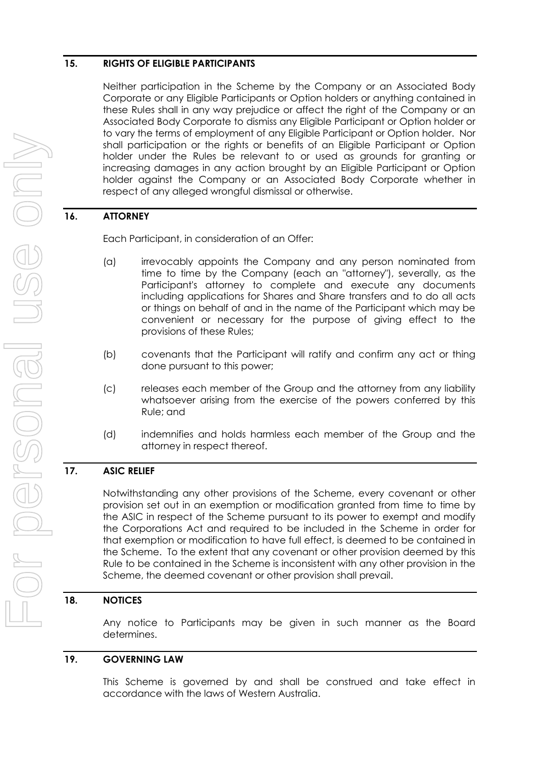## 15. RIGHTS OF ELIGIBLE PARTICIPANTS

Neither participation in the Scheme by the Company or an Associated Body Corporate or any Eligible Participants or Option holders or anything contained in these Rules shall in any way prejudice or affect the right of the Company or an Associated Body Corporate to dismiss any Eligible Participant or Option holder or to vary the terms of employment of any Eligible Participant or Option holder. Nor shall participation or the rights or benefits of an Eligible Participant or Option holder under the Rules be relevant to or used as grounds for granting or increasing damages in any action brought by an Eligible Participant or Option holder against the Company or an Associated Body Corporate whether in respect of any alleged wrongful dismissal or otherwise.

## 16. ATTORNEY

Each Participant, in consideration of an Offer:

(a) irrevocably appoints the Company and any person nominated from time to time by the Company (each an "attorney"), severally, as the Participant's attorney to complete and execute any documents including applications for Shares and Share transfers and to do all acts or things on behalf of and in the name of the Participant which may be convenient or necessary for the purpose of giving effect to the provisions of these Rules;

(b) covenants that the Participant will ratify and confirm any act or thing done pursuant to this power;

(c) releases each member of the Group and the attorney from any liability whatsoever arising from the exercise of the powers conferred by this Rule; and

(d) indemnifies and holds harmless each member of the Group and the attorney in respect thereof.

## 17. ASIC RELIEF

Notwithstanding any other provisions of the Scheme, every covenant or other provision set out in an exemption or modification granted from time to time by the ASIC in respect of the Scheme pursuant to its power to exempt and modify the Corporations Act and required to be included in the Scheme in order for that exemption or modification to have full effect, is deemed to be contained in the Scheme. To the extent that any covenant or other provision deemed by this Rule to be contained in the Scheme is inconsistent with any other provision in the Scheme, the deemed covenant or other provision shall prevail.

## 18. NOTICES

Any notice to Participants may be given in such manner as the Board determines.

## 19. GOVERNING LAW

This Scheme is governed by and shall be construed and take effect in accordance with the laws of Western Australia.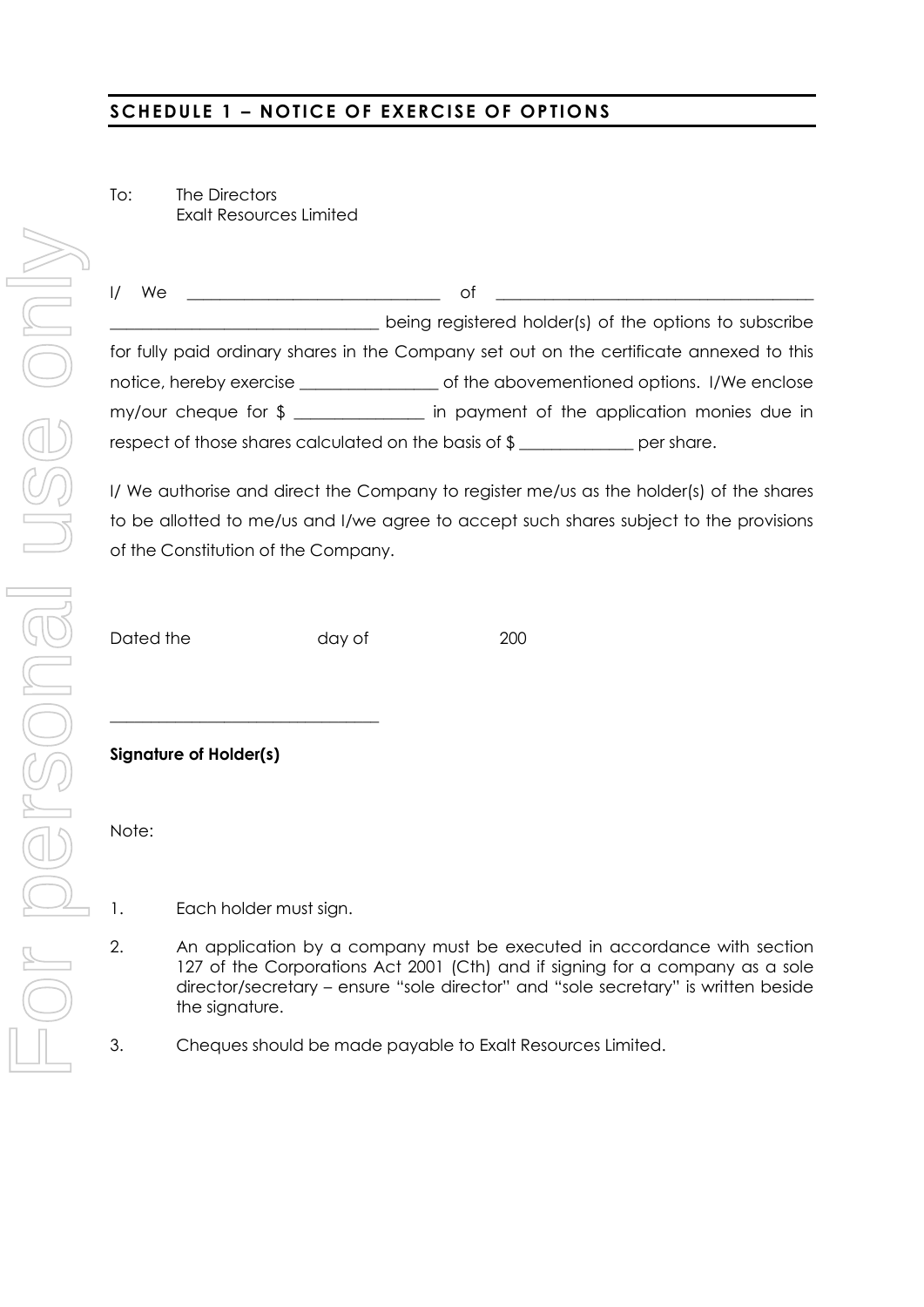## SCHEDULE 1 – NOTICE OF EXERCISE OF OPTIONS

To: The Directors
Exalt Resources Limited

I/ We ______________________________ of ______________________________
______________________________ being registered holder(s) of the options to subscribe for fully paid ordinary shares in the Company set out on the certificate annexed to this notice, hereby exercise ________________ of the abovementioned options. I/We enclose my/our cheque for $ _______________ in payment of the application monies due in respect of those shares calculated on the basis of $ _____________ per share.

I/ We authorise and direct the Company to register me/us as the holder(s) of the shares to be allotted to me/us and I/we agree to accept such shares subject to the provisions of the Constitution of the Company.

Dated the day of 200

______________________________

**Signature of Holder(s)**

Note:

1. Each holder must sign.
2. An application by a company must be executed in accordance with section 127 of the Corporations Act 2001 (Cth) and if signing for a company as a sole director/secretary – ensure "sole director" and "sole secretary" is written beside the signature.
3. Cheques should be made payable to Exalt Resources Limited.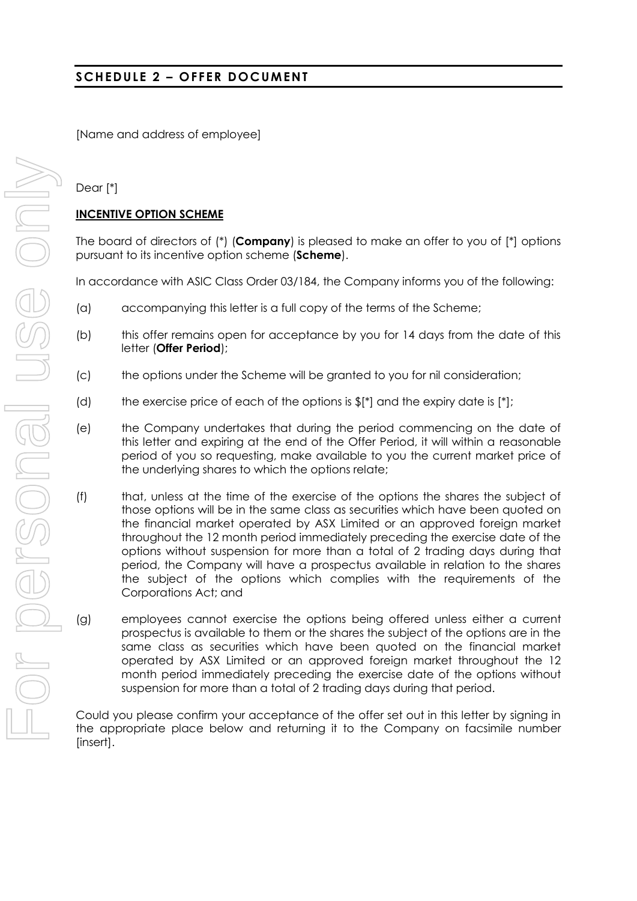## SCHEDULE 2 – OFFER DOCUMENT

[Name and address of employee]

Dear [*]

**INCENTIVE OPTION SCHEME**

The board of directors of (*) (**Company**) is pleased to make an offer to you of [*] options pursuant to its incentive option scheme (**Scheme**).

In accordance with ASIC Class Order 03/184, the Company informs you of the following:

(a) accompanying this letter is a full copy of the terms of the Scheme;

(b) this offer remains open for acceptance by you for 14 days from the date of this letter (**Offer Period**);

(c) the options under the Scheme will be granted to you for nil consideration;

(d) the exercise price of each of the options is $[*] and the expiry date is [*];

(e) the Company undertakes that during the period commencing on the date of this letter and expiring at the end of the Offer Period, it will within a reasonable period of you so requesting, make available to you the current market price of the underlying shares to which the options relate;

(f) that, unless at the time of the exercise of the options the shares the subject of those options will be in the same class as securities which have been quoted on the financial market operated by ASX Limited or an approved foreign market throughout the 12 month period immediately preceding the exercise date of the options without suspension for more than a total of 2 trading days during that period, the Company will have a prospectus available in relation to the shares the subject of the options which complies with the requirements of the Corporations Act; and

(g) employees cannot exercise the options being offered unless either a current prospectus is available to them or the shares the subject of the options are in the same class as securities which have been quoted on the financial market operated by ASX Limited or an approved foreign market throughout the 12 month period immediately preceding the exercise date of the options without suspension for more than a total of 2 trading days during that period.

Could you please confirm your acceptance of the offer set out in this letter by signing in the appropriate place below and returning it to the Company on facsimile number [insert].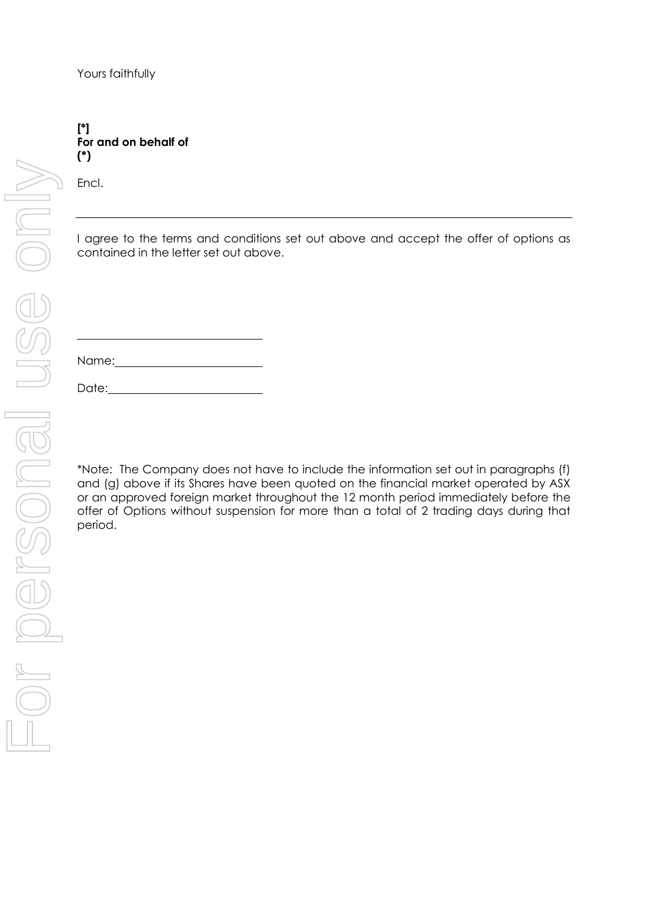Yours faithfully

**[*]**
**For and on behalf of**
**(*)**

Encl.

---

I agree to the terms and conditions set out above and accept the offer of options as contained in the letter set out above.

\_\_\_\_\_\_\_\_\_\_\_\_\_\_\_\_\_\_\_\_\_\_\_\_\_\_\_\_\_\_

Name:\_\_\_\_\_\_\_\_\_\_\_\_\_\_\_\_\_\_\_\_\_\_\_\_

Date:\_\_\_\_\_\_\_\_\_\_\_\_\_\_\_\_\_\_\_\_\_\_\_\_\_

*Note: The Company does not have to include the information set out in paragraphs (f) and (g) above if its Shares have been quoted on the financial market operated by ASX or an approved foreign market throughout the 12 month period immediately before the offer of Options without suspension for more than a total of 2 trading days during that period.